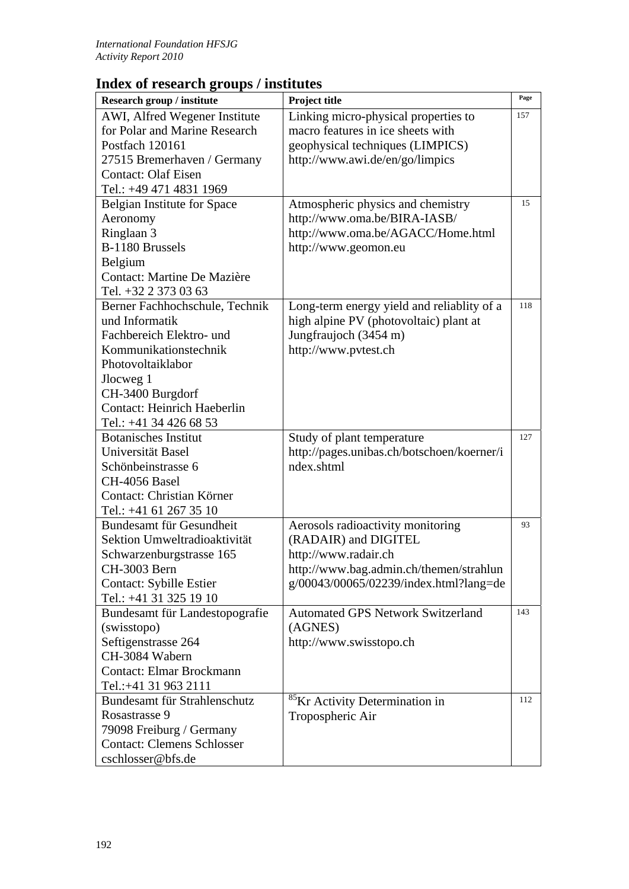## Index of research groups / institutes

| Research group / institute | Project title | Page |
|---|---|---|
| AWI, Alfred Wegener Institute for Polar and Marine Research<br>Postfach 120161<br>27515 Bremerhaven / Germany<br>Contact: Olaf Eisen<br>Tel.: +49 471 4831 1969 | Linking micro-physical properties to macro features in ice sheets with geophysical techniques (LIMPICS)<br>http://www.awi.de/en/go/limpics | 157 |
| Belgian Institute for Space Aeronomy<br>Ringlaan 3<br>B-1180 Brussels<br>Belgium<br>Contact: Martine De Mazière<br>Tel. +32 2 373 03 63 | Atmospheric physics and chemistry<br>http://www.oma.be/BIRA-IASB/<br>http://www.oma.be/AGACC/Home.html<br>http://www.geomon.eu | 15 |
| Berner Fachhochschule, Technik und Informatik<br>Fachbereich Elektro- und Kommunikationstechnik<br>Photovoltaiklabor<br>Jlocweg 1<br>CH-3400 Burgdorf<br>Contact: Heinrich Haeberlin<br>Tel.: +41 34 426 68 53 | Long-term energy yield and reliablity of a high alpine PV (photovoltaic) plant at Jungfraujoch (3454 m)<br>http://www.pvtest.ch | 118 |
| Botanisches Institut<br>Universität Basel<br>Schönbeinstrasse 6<br>CH-4056 Basel<br>Contact: Christian Körner<br>Tel.: +41 61 267 35 10 | Study of plant temperature<br>http://pages.unibas.ch/botschoen/koerner/index.shtml | 127 |
| Bundesamt für Gesundheit<br>Sektion Umweltradioaktivität<br>Schwarzenburgstrasse 165<br>CH-3003 Bern<br>Contact: Sybille Estier<br>Tel.: +41 31 325 19 10 | Aerosols radioactivity monitoring (RADAIR) and DIGITEL<br>http://www.radair.ch<br>http://www.bag.admin.ch/themen/strahlung/00043/00065/02239/index.html?lang=de | 93 |
| Bundesamt für Landestopografie (swisstopo)<br>Seftigenstrasse 264<br>CH-3084 Wabern<br>Contact: Elmar Brockmann<br>Tel.:+41 31 963 2111 | Automated GPS Network Switzerland (AGNES)<br>http://www.swisstopo.ch | 143 |
| Bundesamt für Strahlenschutz<br>Rosastrasse 9<br>79098 Freiburg / Germany<br>Contact: Clemens Schlosser<br>cschlosser@bfs.de | $^{85}$Kr Activity Determination in Tropospheric Air | 112 |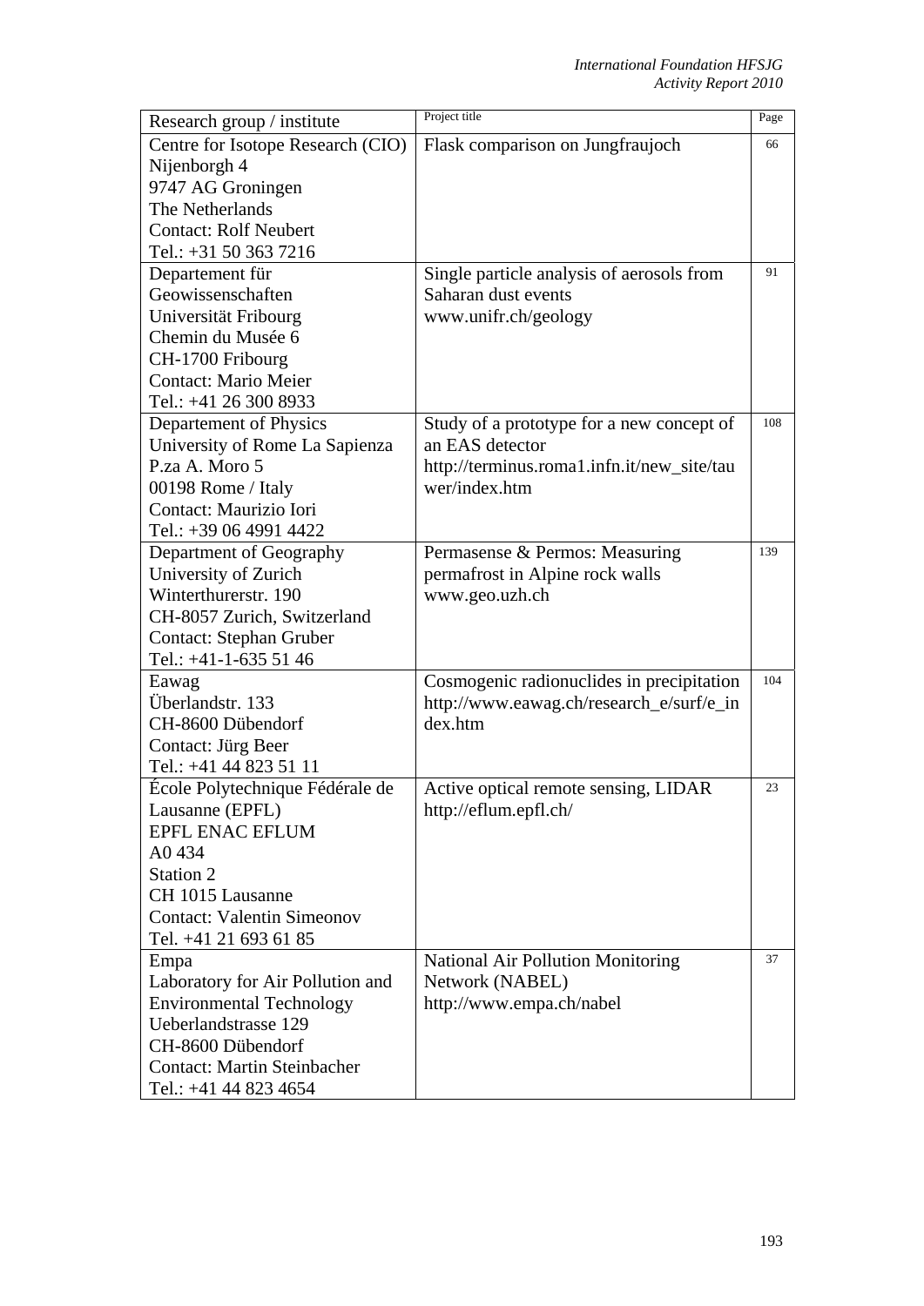| Research group / institute | Project title | Page |
|---|---|---|
| Centre for Isotope Research (CIO)<br>Nijenborgh 4<br>9747 AG Groningen<br>The Netherlands<br>Contact: Rolf Neubert<br>Tel.: +31 50 363 7216 | Flask comparison on Jungfraujoch | 66 |
| Departement für Geowissenschaften<br>Universität Fribourg<br>Chemin du Musée 6<br>CH-1700 Fribourg<br>Contact: Mario Meier<br>Tel.: +41 26 300 8933 | Single particle analysis of aerosols from Saharan dust events<br>www.unifr.ch/geology | 91 |
| Departement of Physics<br>University of Rome La Sapienza<br>P.za A. Moro 5<br>00198 Rome / Italy<br>Contact: Maurizio Iori<br>Tel.: +39 06 4991 4422 | Study of a prototype for a new concept of an EAS detector<br>http://terminus.roma1.infn.it/new_site/tauwer/index.htm | 108 |
| Department of Geography<br>University of Zurich<br>Winterthurerstr. 190<br>CH-8057 Zurich, Switzerland<br>Contact: Stephan Gruber<br>Tel.: +41-1-635 51 46 | Permasense & Permos: Measuring permafrost in Alpine rock walls<br>www.geo.uzh.ch | 139 |
| Eawag<br>Überlandstr. 133<br>CH-8600 Dübendorf<br>Contact: Jürg Beer<br>Tel.: +41 44 823 51 11 | Cosmogenic radionuclides in precipitation<br>http://www.eawag.ch/research_e/surf/e_index.htm | 104 |
| École Polytechnique Fédérale de Lausanne (EPFL)<br>EPFL ENAC EFLUM<br>A0 434<br>Station 2<br>CH 1015 Lausanne<br>Contact: Valentin Simeonov<br>Tel. +41 21 693 61 85 | Active optical remote sensing, LIDAR<br>http://eflum.epfl.ch/ | 23 |
| Empa<br>Laboratory for Air Pollution and Environmental Technology<br>Ueberlandstrasse 129<br>CH-8600 Dübendorf<br>Contact: Martin Steinbacher<br>Tel.: +41 44 823 4654 | National Air Pollution Monitoring Network (NABEL)<br>http://www.empa.ch/nabel | 37 |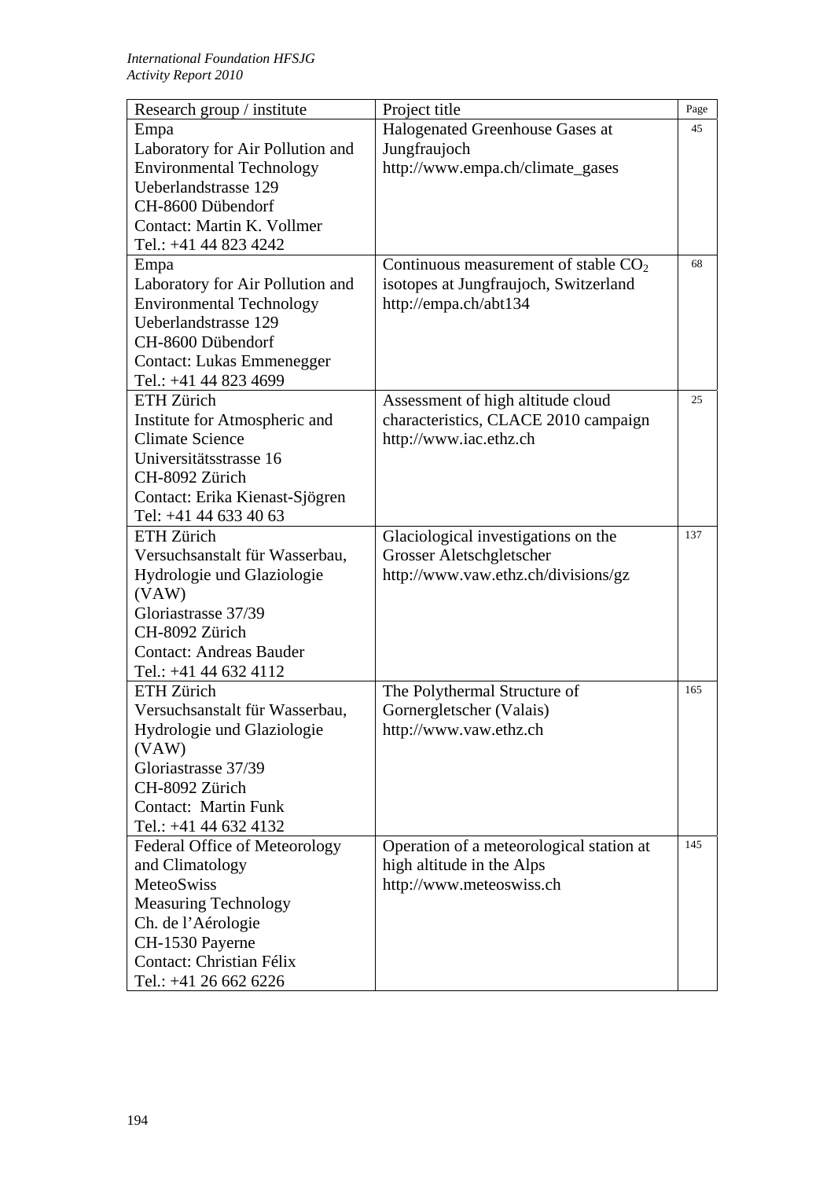| Research group / institute | Project title | Page |
|---|---|---|
| Empa<br>Laboratory for Air Pollution and Environmental Technology<br>Ueberlandstrasse 129<br>CH-8600 Dübendorf<br>Contact: Martin K. Vollmer<br>Tel.: +41 44 823 4242 | Halogenated Greenhouse Gases at Jungfraujoch<br>http://www.empa.ch/climate_gases | 45 |
| Empa<br>Laboratory for Air Pollution and Environmental Technology<br>Ueberlandstrasse 129<br>CH-8600 Dübendorf<br>Contact: Lukas Emmenegger<br>Tel.: +41 44 823 4699 | Continuous measurement of stable $CO_2$ isotopes at Jungfraujoch, Switzerland<br>http://empa.ch/abt134 | 68 |
| ETH Zürich<br>Institute for Atmospheric and Climate Science<br>Universitätsstrasse 16<br>CH-8092 Zürich<br>Contact: Erika Kienast-Sjögren<br>Tel: +41 44 633 40 63 | Assessment of high altitude cloud characteristics, CLACE 2010 campaign<br>http://www.iac.ethz.ch | 25 |
| ETH Zürich<br>Versuchsanstalt für Wasserbau, Hydrologie und Glaziologie (VAW)<br>Gloriastrasse 37/39<br>CH-8092 Zürich<br>Contact: Andreas Bauder<br>Tel.: +41 44 632 4112 | Glaciological investigations on the Grosser Aletschgletscher<br>http://www.vaw.ethz.ch/divisions/gz | 137 |
| ETH Zürich<br>Versuchsanstalt für Wasserbau, Hydrologie und Glaziologie (VAW)<br>Gloriastrasse 37/39<br>CH-8092 Zürich<br>Contact: Martin Funk<br>Tel.: +41 44 632 4132 | The Polythermal Structure of Gornergletscher (Valais)<br>http://www.vaw.ethz.ch | 165 |
| Federal Office of Meteorology and Climatology<br>MeteoSwiss<br>Measuring Technology<br>Ch. de l'Aérologie<br>CH-1530 Payerne<br>Contact: Christian Félix<br>Tel.: +41 26 662 6226 | Operation of a meteorological station at high altitude in the Alps<br>http://www.meteoswiss.ch | 145 |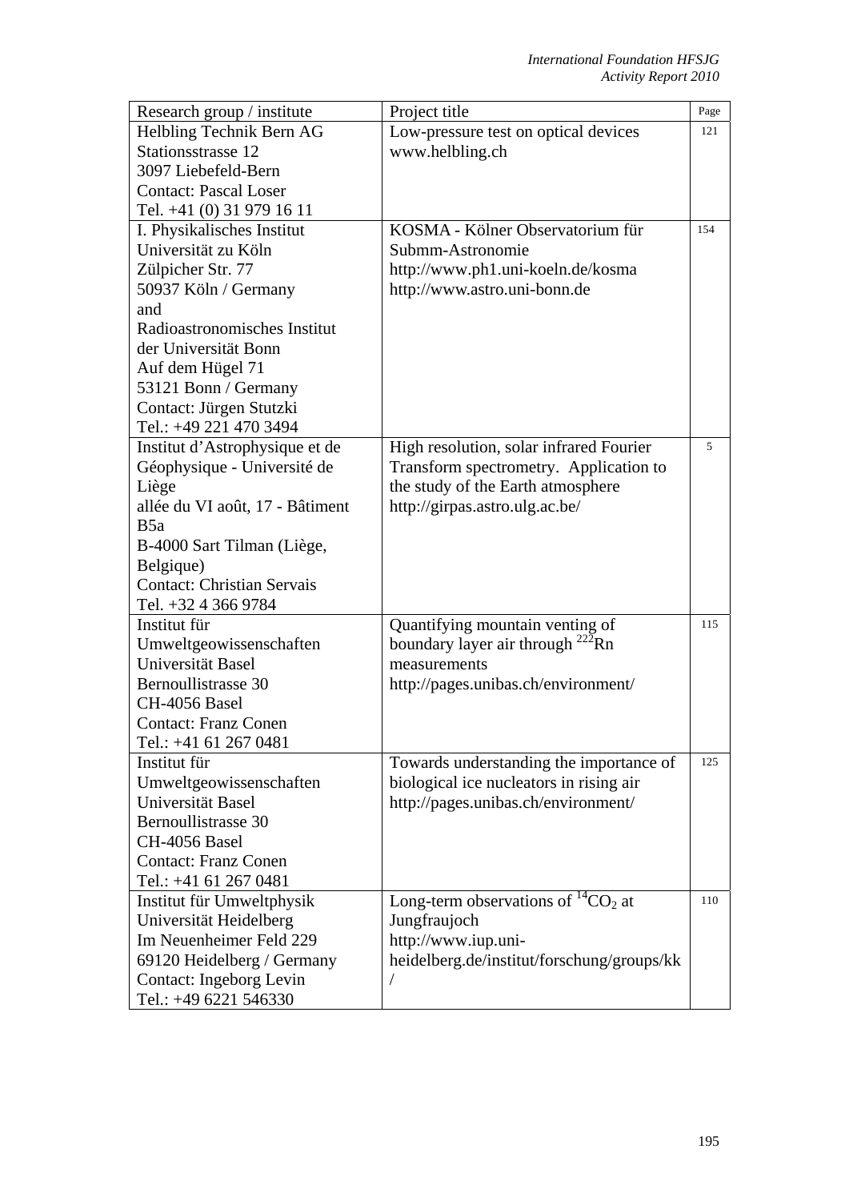| Research group / institute | Project title | Page |
|---|---|---|
| Helbling Technik Bern AG<br>Stationsstrasse 12<br>3097 Liebefeld-Bern<br>Contact: Pascal Loser<br>Tel. +41 (0) 31 979 16 11 | Low-pressure test on optical devices<br>www.helbling.ch | 121 |
| I. Physikalisches Institut<br>Universität zu Köln<br>Zülpicher Str. 77<br>50937 Köln / Germany<br>and<br>Radioastronomisches Institut der Universität Bonn<br>Auf dem Hügel 71<br>53121 Bonn / Germany<br>Contact: Jürgen Stutzki<br>Tel.: +49 221 470 3494 | KOSMA - Kölner Observatorium für Submm-Astronomie<br>http://www.ph1.uni-koeln.de/kosma<br>http://www.astro.uni-bonn.de | 154 |
| Institut d'Astrophysique et de Géophysique - Université de Liège<br>allée du VI août, 17 - Bâtiment B5a<br>B-4000 Sart Tilman (Liège, Belgique)<br>Contact: Christian Servais<br>Tel. +32 4 366 9784 | High resolution, solar infrared Fourier Transform spectrometry. Application to the study of the Earth atmosphere<br>http://girpas.astro.ulg.ac.be/ | 5 |
| Institut für Umweltgeowissenschaften<br>Universität Basel<br>Bernoullistrasse 30<br>CH-4056 Basel<br>Contact: Franz Conen<br>Tel.: +41 61 267 0481 | Quantifying mountain venting of boundary layer air through $^{222}Rn$ measurements<br>http://pages.unibas.ch/environment/ | 115 |
| Institut für Umweltgeowissenschaften<br>Universität Basel<br>Bernoullistrasse 30<br>CH-4056 Basel<br>Contact: Franz Conen<br>Tel.: +41 61 267 0481 | Towards understanding the importance of biological ice nucleators in rising air<br>http://pages.unibas.ch/environment/ | 125 |
| Institut für Umweltphysik<br>Universität Heidelberg<br>Im Neuenheimer Feld 229<br>69120 Heidelberg / Germany<br>Contact: Ingeborg Levin<br>Tel.: +49 6221 546330 | Long-term observations of $^{14}CO_2$ at Jungfraujoch<br>http://www.iup.uni-heidelberg.de/institut/forschung/groups/kk/ | 110 |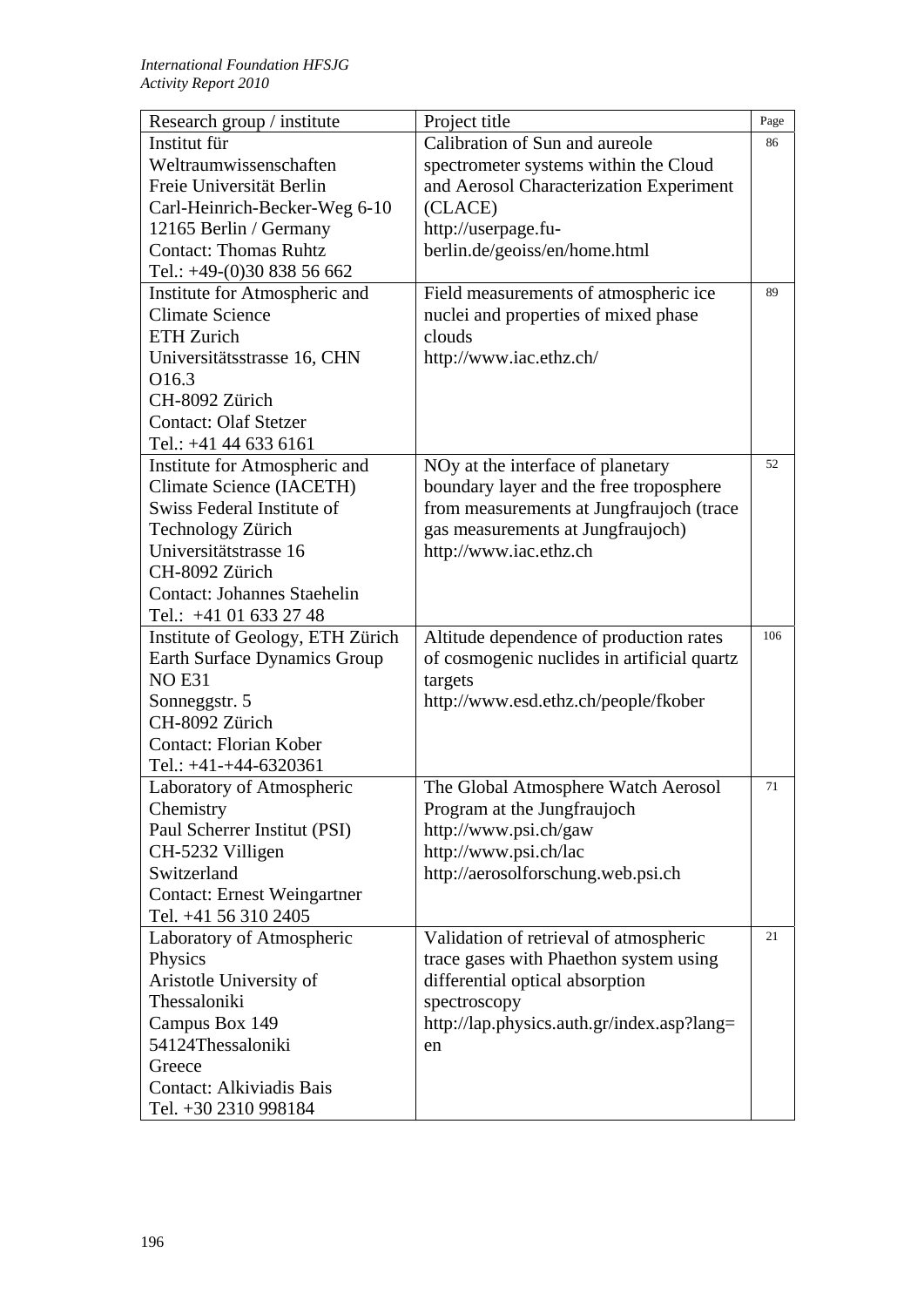| Research group / institute | Project title | Page |
|---|---|---|
| Institut für Weltraumwissenschaften<br>Freie Universität Berlin<br>Carl-Heinrich-Becker-Weg 6-10<br>12165 Berlin / Germany<br>Contact: Thomas Ruhtz<br>Tel.: +49-(0)30 838 56 662 | Calibration of Sun and aureole spectrometer systems within the Cloud and Aerosol Characterization Experiment (CLACE)<br>http://userpage.fu-berlin.de/geoiss/en/home.html | 86 |
| Institute for Atmospheric and Climate Science<br>ETH Zurich<br>Universitätsstrasse 16, CHN O16.3<br>CH-8092 Zürich<br>Contact: Olaf Stetzer<br>Tel.: +41 44 633 6161 | Field measurements of atmospheric ice nuclei and properties of mixed phase clouds<br>http://www.iac.ethz.ch/ | 89 |
| Institute for Atmospheric and Climate Science (IACETH)<br>Swiss Federal Institute of Technology Zürich<br>Universitätstrasse 16<br>CH-8092 Zürich<br>Contact: Johannes Staehelin<br>Tel.: +41 01 633 27 48 | NOy at the interface of planetary boundary layer and the free troposphere from measurements at Jungfraujoch (trace gas measurements at Jungfraujoch)<br>http://www.iac.ethz.ch | 52 |
| Institute of Geology, ETH Zürich<br>Earth Surface Dynamics Group<br>NO E31<br>Sonneggstr. 5<br>CH-8092 Zürich<br>Contact: Florian Kober<br>Tel.: +41-+44-6320361 | Altitude dependence of production rates of cosmogenic nuclides in artificial quartz targets<br>http://www.esd.ethz.ch/people/fkober | 106 |
| Laboratory of Atmospheric Chemistry<br>Paul Scherrer Institut (PSI)<br>CH-5232 Villigen<br>Switzerland<br>Contact: Ernest Weingartner<br>Tel. +41 56 310 2405 | The Global Atmosphere Watch Aerosol Program at the Jungfraujoch<br>http://www.psi.ch/gaw<br>http://www.psi.ch/lac<br>http://aerosolforschung.web.psi.ch | 71 |
| Laboratory of Atmospheric Physics<br>Aristotle University of Thessaloniki<br>Campus Box 149<br>54124Thessaloniki<br>Greece<br>Contact: Alkiviadis Bais<br>Tel. +30 2310 998184 | Validation of retrieval of atmospheric trace gases with Phaethon system using differential optical absorption spectroscopy<br>http://lap.physics.auth.gr/index.asp?lang=en | 21 |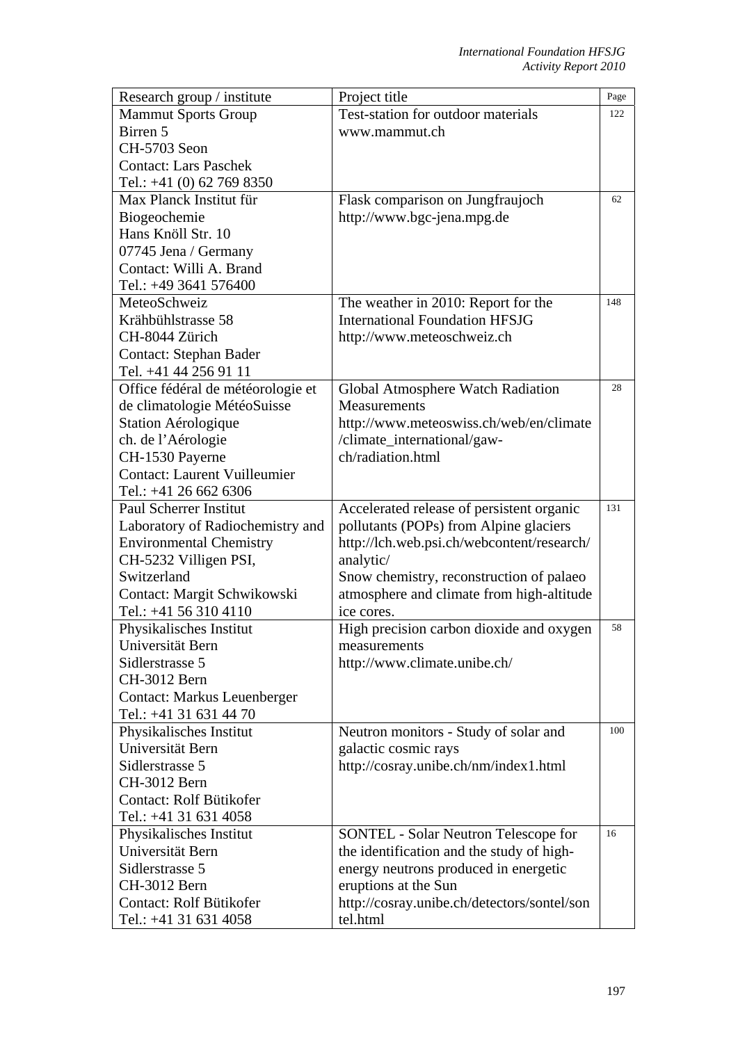| Research group / institute | Project title | Page |
|---|---|---|
| Mammut Sports Group<br>Birren 5<br>CH-5703 Seon<br>Contact: Lars Paschek<br>Tel.: +41 (0) 62 769 8350 | Test-station for outdoor materials<br>www.mammut.ch | 122 |
| Max Planck Institut für Biogeochemie<br>Hans Knöll Str. 10<br>07745 Jena / Germany<br>Contact: Willi A. Brand<br>Tel.: +49 3641 576400 | Flask comparison on Jungfraujoch<br>http://www.bgc-jena.mpg.de | 62 |
| MeteoSchweiz<br>Krähbühlstrasse 58<br>CH-8044 Zürich<br>Contact: Stephan Bader<br>Tel. +41 44 256 91 11 | The weather in 2010: Report for the International Foundation HFSJG<br>http://www.meteoschweiz.ch | 148 |
| Office fédéral de météorologie et de climatologie MétéoSuisse<br>Station Aérologique<br>ch. de l'Aérologie<br>CH-1530 Payerne<br>Contact: Laurent Vuilleumier<br>Tel.: +41 26 662 6306 | Global Atmosphere Watch Radiation Measurements<br>http://www.meteoswiss.ch/web/en/climate/climate_international/gaw-ch/radiation.html | 28 |
| Paul Scherrer Institut<br>Laboratory of Radiochemistry and Environmental Chemistry<br>CH-5232 Villigen PSI, Switzerland<br>Contact: Margit Schwikowski<br>Tel.: +41 56 310 4110 | Accelerated release of persistent organic pollutants (POPs) from Alpine glaciers<br>http://lch.web.psi.ch/webcontent/research/analytic/<br>Snow chemistry, reconstruction of palaeo atmosphere and climate from high-altitude ice cores. | 131 |
| Physikalisches Institut<br>Universität Bern<br>Sidlerstrasse 5<br>CH-3012 Bern<br>Contact: Markus Leuenberger<br>Tel.: +41 31 631 44 70 | High precision carbon dioxide and oxygen measurements<br>http://www.climate.unibe.ch/ | 58 |
| Physikalisches Institut<br>Universität Bern<br>Sidlerstrasse 5<br>CH-3012 Bern<br>Contact: Rolf Bütikofer<br>Tel.: +41 31 631 4058 | Neutron monitors - Study of solar and galactic cosmic rays<br>http://cosray.unibe.ch/nm/index1.html | 100 |
| Physikalisches Institut<br>Universität Bern<br>Sidlerstrasse 5<br>CH-3012 Bern<br>Contact: Rolf Bütikofer<br>Tel.: +41 31 631 4058 | SONTEL - Solar Neutron Telescope for the identification and the study of high-energy neutrons produced in energetic eruptions at the Sun<br>http://cosray.unibe.ch/detectors/sontel/sontel.html | 16 |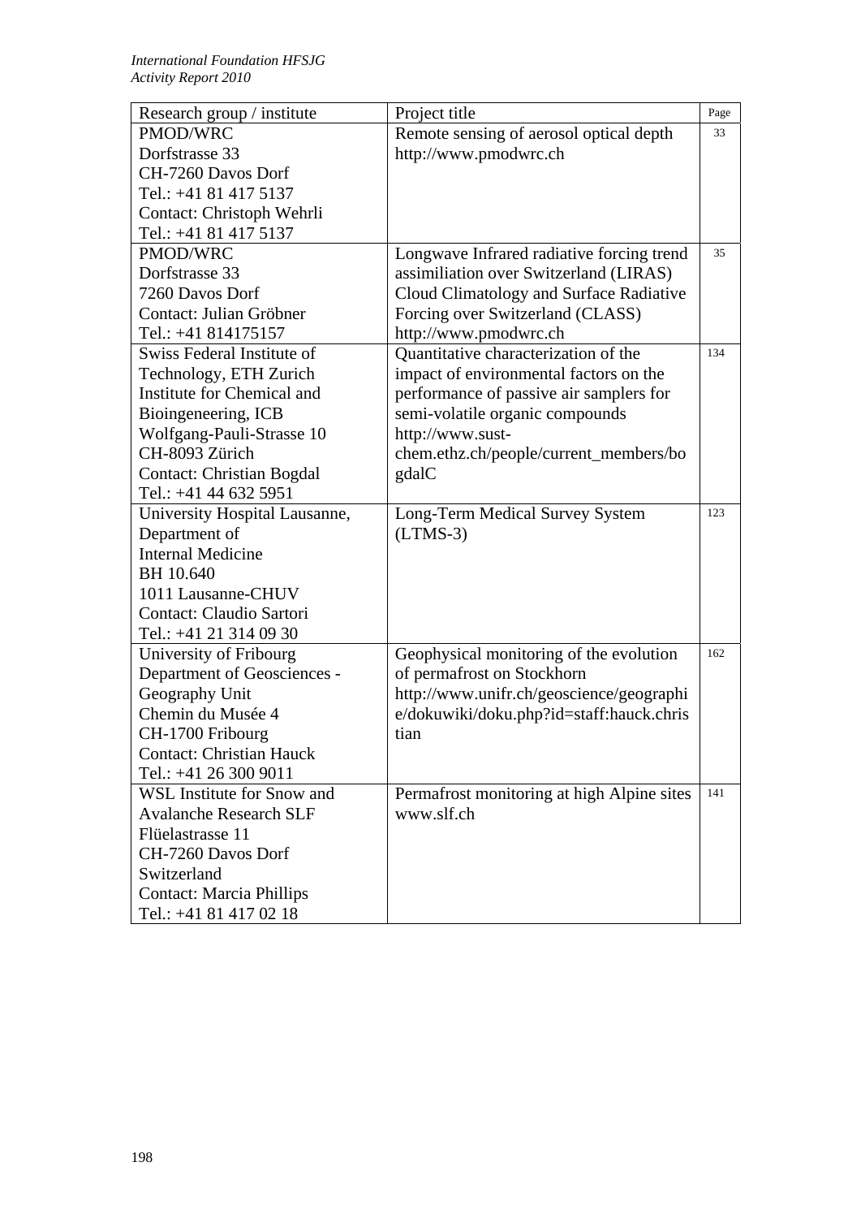| Research group / institute | Project title | Page |
|---|---|---|
| PMOD/WRC<br>Dorfstrasse 33<br>CH-7260 Davos Dorf<br>Tel.: +41 81 417 5137<br>Contact: Christoph Wehrli<br>Tel.: +41 81 417 5137 | Remote sensing of aerosol optical depth<br>http://www.pmodwrc.ch | 33 |
| PMOD/WRC<br>Dorfstrasse 33<br>7260 Davos Dorf<br>Contact: Julian Gröbner<br>Tel.: +41 814175157 | Longwave Infrared radiative forcing trend assimiliation over Switzerland (LIRAS)<br>Cloud Climatology and Surface Radiative Forcing over Switzerland (CLASS)<br>http://www.pmodwrc.ch | 35 |
| Swiss Federal Institute of Technology, ETH Zurich<br>Institute for Chemical and Bioingeneering, ICB<br>Wolfgang-Pauli-Strasse 10<br>CH-8093 Zürich<br>Contact: Christian Bogdal<br>Tel.: +41 44 632 5951 | Quantitative characterization of the impact of environmental factors on the performance of passive air samplers for semi-volatile organic compounds<br>http://www.sust-chem.ethz.ch/people/current_members/bogdalC | 134 |
| University Hospital Lausanne, Department of Internal Medicine<br>BH 10.640<br>1011 Lausanne-CHUV<br>Contact: Claudio Sartori<br>Tel.: +41 21 314 09 30 | Long-Term Medical Survey System (LTMS-3) | 123 |
| University of Fribourg<br>Department of Geosciences - Geography Unit<br>Chemin du Musée 4<br>CH-1700 Fribourg<br>Contact: Christian Hauck<br>Tel.: +41 26 300 9011 | Geophysical monitoring of the evolution of permafrost on Stockhorn<br>http://www.unifr.ch/geoscience/geographie/dokuwiki/doku.php?id=staff:hauck.christian | 162 |
| WSL Institute for Snow and Avalanche Research SLF<br>Flüelastrasse 11<br>CH-7260 Davos Dorf<br>Switzerland<br>Contact: Marcia Phillips<br>Tel.: +41 81 417 02 18 | Permafrost monitoring at high Alpine sites<br>www.slf.ch | 141 |